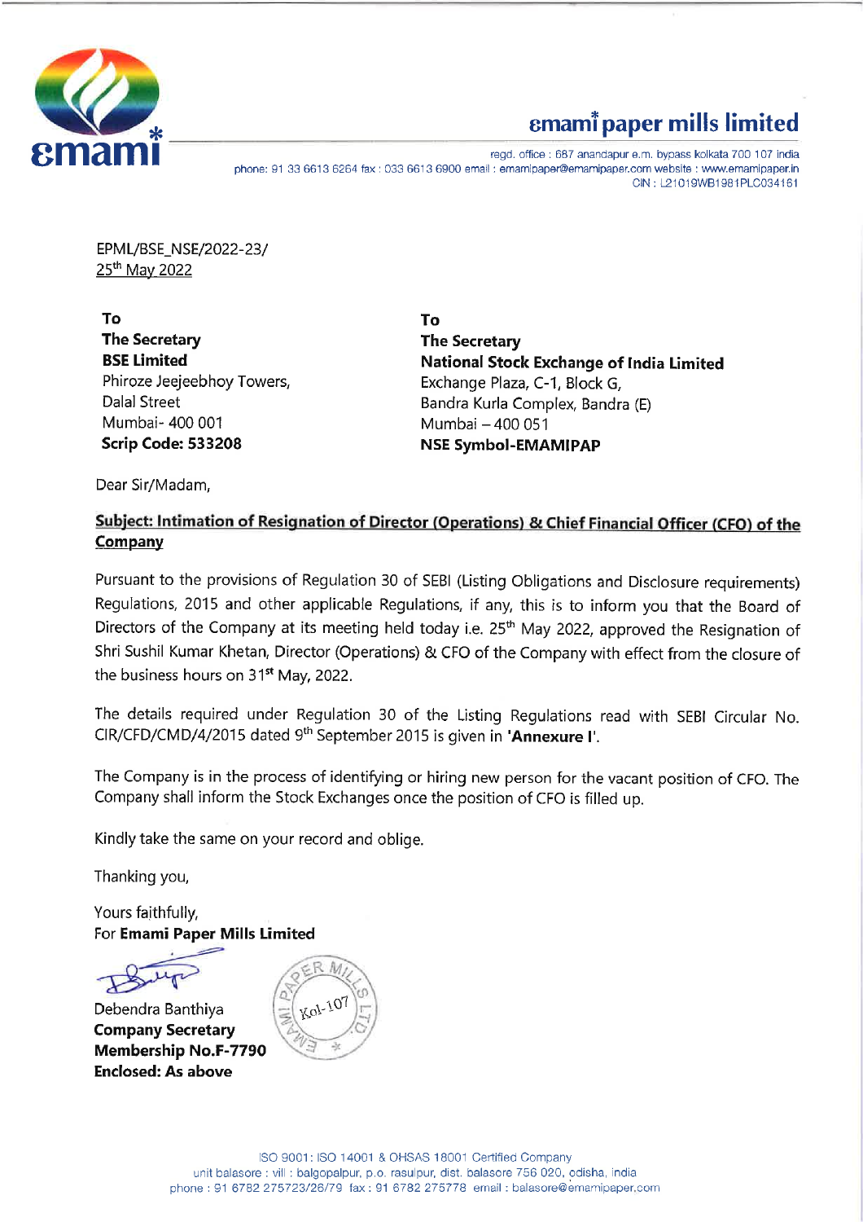**emami paper mills limited**

regd. office : 687 anandapur e.m. bypass kolkata 700 107 india
phone: 91 33 6613 6264 fax : 033 6613 6900 email : emamipaper@emamipaper.com website : www.emamipaper.in
CIN : L21019WB1981PLC034161

EPML/BSE_NSE/2022-23/
25th May 2022

**To**
**The Secretary**
**BSE Limited**
Phiroze Jeejeebhoy Towers,
Dalal Street
Mumbai- 400 001
**Scrip Code: 533208**

**To**
**The Secretary**
**National Stock Exchange of India Limited**
Exchange Plaza, C-1, Block G,
Bandra Kurla Complex, Bandra (E)
Mumbai – 400 051
**NSE Symbol-EMAMIPAP**

Dear Sir/Madam,

**Subject: Intimation of Resignation of Director (Operations) & Chief Financial Officer (CFO) of the Company**

Pursuant to the provisions of Regulation 30 of SEBI (Listing Obligations and Disclosure requirements) Regulations, 2015 and other applicable Regulations, if any, this is to inform you that the Board of Directors of the Company at its meeting held today i.e. 25th May 2022, approved the Resignation of Shri Sushil Kumar Khetan, Director (Operations) & CFO of the Company with effect from the closure of the business hours on 31st May, 2022.

The details required under Regulation 30 of the Listing Regulations read with SEBI Circular No. CIR/CFD/CMD/4/2015 dated 9th September 2015 is given in **'Annexure I'**.

The Company is in the process of identifying or hiring new person for the vacant position of CFO. The Company shall inform the Stock Exchanges once the position of CFO is filled up.

Kindly take the same on your record and oblige.

Thanking you,

Yours faithfully,
For **Emami Paper Mills Limited**

Debendra Banthiya
**Company Secretary**
**Membership No.F-7790**
**Enclosed: As above**

ISO 9001: ISO 14001 & OHSAS 18001 Certified Company
unit balasore : vill : balgopalpur, p.o. rasulpur, dist. balasore 756 020, odisha, india
phone : 91 6782 275723/26/79 fax : 91 6782 275778 email : balasore@emamipaper.com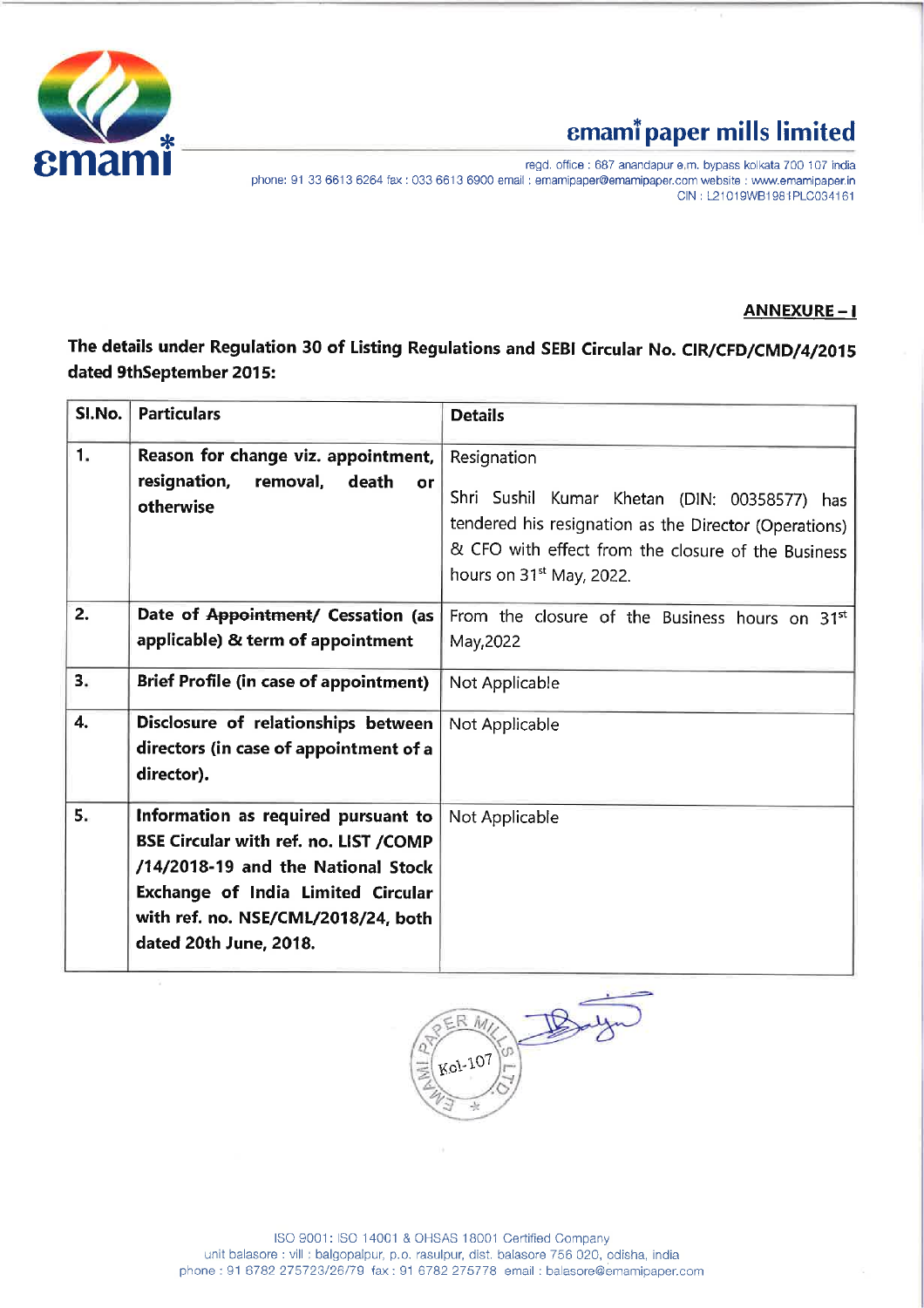# emami paper mills limited

regd. office : 687 anandapur e.m. bypass kolkata 700 107 india
phone: 91 33 6613 6264 fax : 033 6613 6900 email : emamipaper@emamipaper.com website : www.emamipaper.in
CIN : L21019WB1981PLC034161

**ANNEXURE – I**

**The details under Regulation 30 of Listing Regulations and SEBI Circular No. CIR/CFD/CMD/4/2015 dated 9thSeptember 2015:**

| Sl.No. | Particulars | Details |
|---|---|---|
| 1. | **Reason for change viz. appointment, resignation, removal, death or otherwise** | Resignation<br><br>Shri Sushil Kumar Khetan (DIN: 00358577) has tendered his resignation as the Director (Operations) & CFO with effect from the closure of the Business hours on 31st May, 2022. |
| 2. | **Date of ~~Appointment~~/ Cessation (as applicable) & term of appointment** | From the closure of the Business hours on 31st May,2022 |
| 3. | **Brief Profile (in case of appointment)** | Not Applicable |
| 4. | **Disclosure of relationships between directors (in case of appointment of a director).** | Not Applicable |
| 5. | **Information as required pursuant to BSE Circular with ref. no. LIST /COMP /14/2018-19 and the National Stock Exchange of India Limited Circular with ref. no. NSE/CML/2018/24, both dated 20th June, 2018.** | Not Applicable |

EMAMI PAPER MILLS LTD. Kol-107

ISO 9001: ISO 14001 & OHSAS 18001 Certified Company
unit balasore : vill : balgopalpur, p.o. rasulpur, dist. balasore 756 020, odisha, india
phone : 91 6782 275723/26/79 fax : 91 6782 275778 email : balasore@emamipaper.com